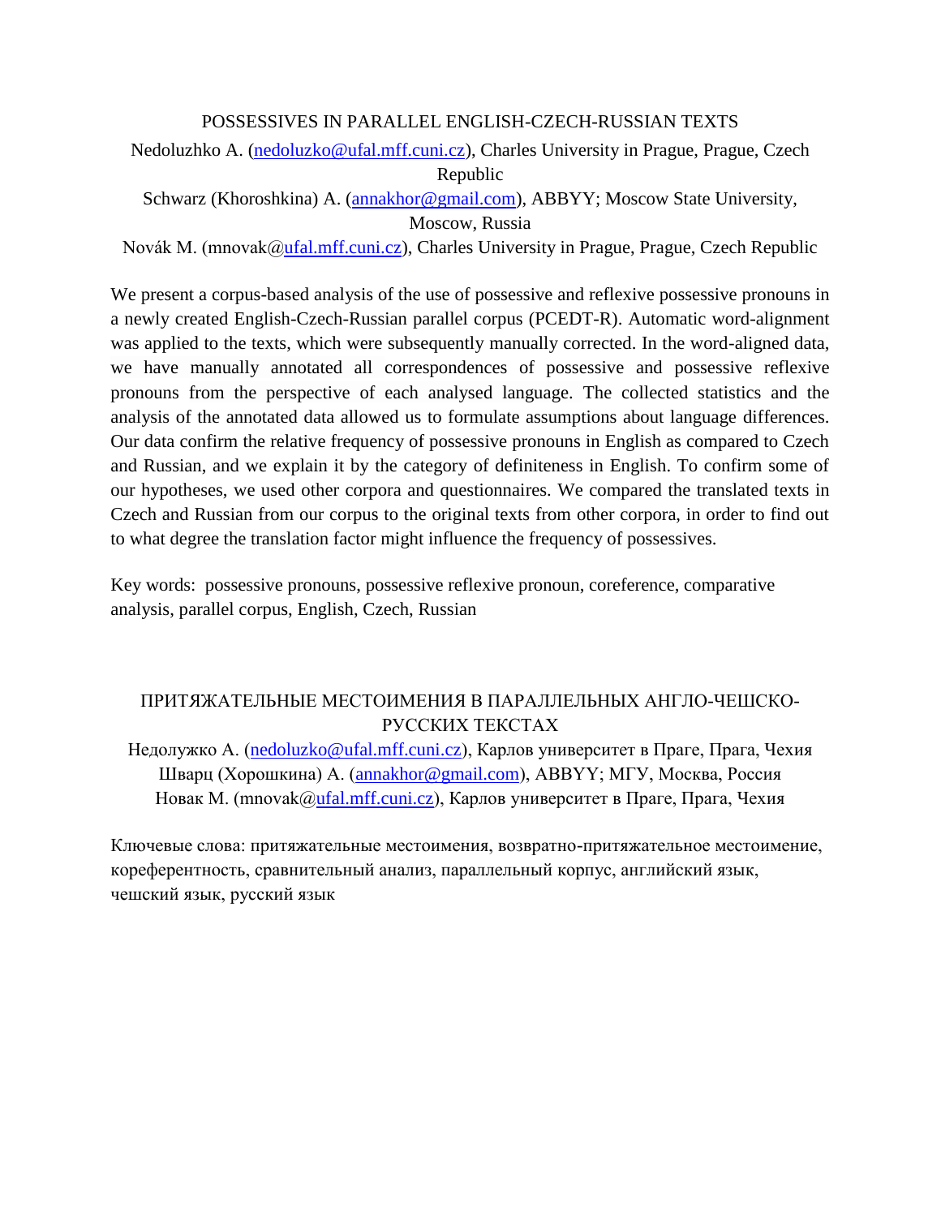# POSSESSIVES IN PARALLEL ENGLISH-CZECH-RUSSIAN TEXTS

Nedoluzhko A. (nedoluzko@ufal.mff.cuni.cz), Charles University in Prague, Prague, Czech Republic

Schwarz (Khoroshkina) A. (annakhor@gmail.com), ABBYY; Moscow State University, Moscow, Russia

Novák M. (mnovak@ufal.mff.cuni.cz), Charles University in Prague, Prague, Czech Republic

We present a corpus-based analysis of the use of possessive and reflexive possessive pronouns in a newly created English-Czech-Russian parallel corpus (PCEDT-R). Automatic word-alignment was applied to the texts, which were subsequently manually corrected. In the word-aligned data, we have manually annotated all correspondences of possessive and possessive reflexive pronouns from the perspective of each analysed language. The collected statistics and the analysis of the annotated data allowed us to formulate assumptions about language differences. Our data confirm the relative frequency of possessive pronouns in English as compared to Czech and Russian, and we explain it by the category of definiteness in English. To confirm some of our hypotheses, we used other corpora and questionnaires. We compared the translated texts in Czech and Russian from our corpus to the original texts from other corpora, in order to find out to what degree the translation factor might influence the frequency of possessives.

Key words: possessive pronouns, possessive reflexive pronoun, coreference, comparative analysis, parallel corpus, English, Czech, Russian

# ПРИТЯЖАТЕЛЬНЫЕ МЕСТОИМЕНИЯ В ПАРАЛЛЕЛЬНЫХ АНГЛО-ЧЕШСКО-РУССКИХ ТЕКСТАХ

Недолужко А. (nedoluzko@ufal.mff.cuni.cz), Карлов университет в Праге, Прага, Чехия

Шварц (Хорошкина) А. (annakhor@gmail.com), ABBYY; МГУ, Москва, Россия

Новак М. (mnovak@ufal.mff.cuni.cz), Карлов университет в Праге, Прага, Чехия

Ключевые слова: притяжательные местоимения, возвратно-притяжательное местоимение, кореферентность, сравнительный анализ, параллельный корпус, английский язык, чешский язык, русский язык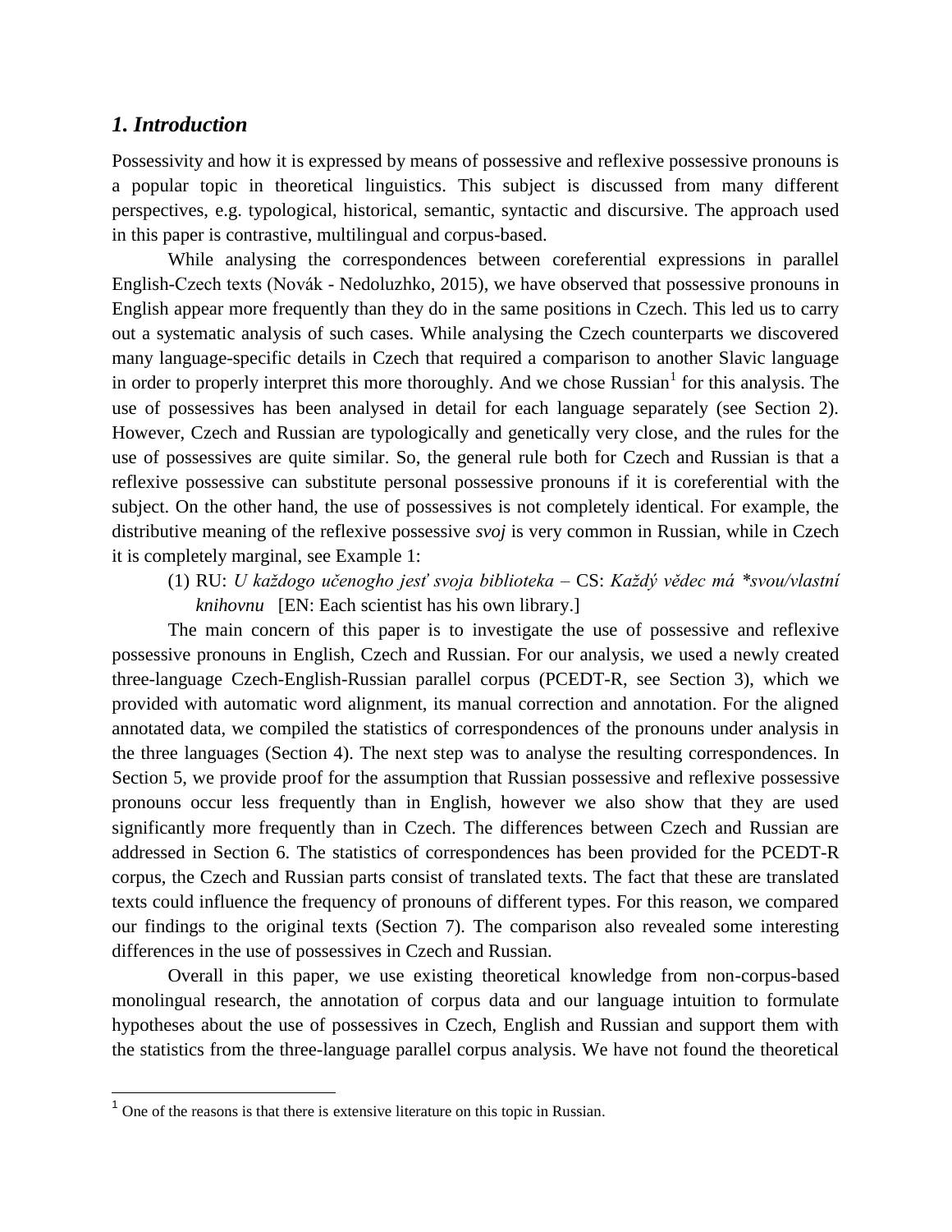## *1. Introduction*

Possessivity and how it is expressed by means of possessive and reflexive possessive pronouns is a popular topic in theoretical linguistics. This subject is discussed from many different perspectives, e.g. typological, historical, semantic, syntactic and discursive. The approach used in this paper is contrastive, multilingual and corpus-based.

While analysing the correspondences between coreferential expressions in parallel English-Czech texts (Novák - Nedoluzhko, 2015), we have observed that possessive pronouns in English appear more frequently than they do in the same positions in Czech. This led us to carry out a systematic analysis of such cases. While analysing the Czech counterparts we discovered many language-specific details in Czech that required a comparison to another Slavic language in order to properly interpret this more thoroughly. And we chose Russian[1] for this analysis. The use of possessives has been analysed in detail for each language separately (see Section 2). However, Czech and Russian are typologically and genetically very close, and the rules for the use of possessives are quite similar. So, the general rule both for Czech and Russian is that a reflexive possessive can substitute personal possessive pronouns if it is coreferential with the subject. On the other hand, the use of possessives is not completely identical. For example, the distributive meaning of the reflexive possessive *svoj* is very common in Russian, while in Czech it is completely marginal, see Example 1:

(1) RU: *U každogo učenogho jesť svoja biblioteka* – CS: *Každý vědec má *svou/vlastní knihovnu* [EN: Each scientist has his own library.]

The main concern of this paper is to investigate the use of possessive and reflexive possessive pronouns in English, Czech and Russian. For our analysis, we used a newly created three-language Czech-English-Russian parallel corpus (PCEDT-R, see Section 3), which we provided with automatic word alignment, its manual correction and annotation. For the aligned annotated data, we compiled the statistics of correspondences of the pronouns under analysis in the three languages (Section 4). The next step was to analyse the resulting correspondences. In Section 5, we provide proof for the assumption that Russian possessive and reflexive possessive pronouns occur less frequently than in English, however we also show that they are used significantly more frequently than in Czech. The differences between Czech and Russian are addressed in Section 6. The statistics of correspondences has been provided for the PCEDT-R corpus, the Czech and Russian parts consist of translated texts. The fact that these are translated texts could influence the frequency of pronouns of different types. For this reason, we compared our findings to the original texts (Section 7). The comparison also revealed some interesting differences in the use of possessives in Czech and Russian.

Overall in this paper, we use existing theoretical knowledge from non-corpus-based monolingual research, the annotation of corpus data and our language intuition to formulate hypotheses about the use of possessives in Czech, English and Russian and support them with the statistics from the three-language parallel corpus analysis. We have not found the theoretical

---

[1] One of the reasons is that there is extensive literature on this topic in Russian.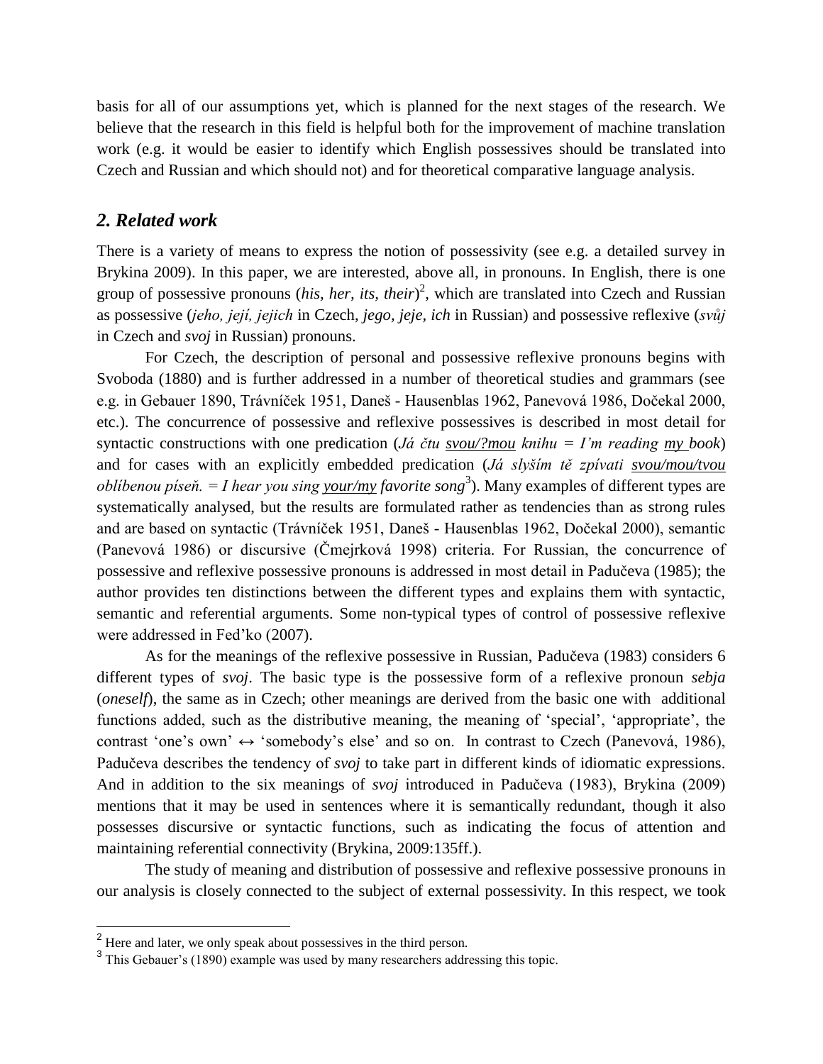basis for all of our assumptions yet, which is planned for the next stages of the research. We believe that the research in this field is helpful both for the improvement of machine translation work (e.g. it would be easier to identify which English possessives should be translated into Czech and Russian and which should not) and for theoretical comparative language analysis.

## *2. Related work*

There is a variety of means to express the notion of possessivity (see e.g. a detailed survey in Brykina 2009). In this paper, we are interested, above all, in pronouns. In English, there is one group of possessive pronouns (*his, her, its, their*)[2], which are translated into Czech and Russian as possessive (*jeho, její, jejich* in Czech, *jego, jeje, ich* in Russian) and possessive reflexive (*svůj* in Czech and *svoj* in Russian) pronouns.

For Czech, the description of personal and possessive reflexive pronouns begins with Svoboda (1880) and is further addressed in a number of theoretical studies and grammars (see e.g. in Gebauer 1890, Trávníček 1951, Daneš - Hausenblas 1962, Panevová 1986, Dočekal 2000, etc.). The concurrence of possessive and reflexive possessives is described in most detail for syntactic constructions with one predication (*Já čtu <u>svou/?mou</u> knihu = I'm reading <u>my</u> book*) and for cases with an explicitly embedded predication (*Já slyším tě zpívati <u>svou/mou/tvou</u> oblíbenou píseň. = I hear you sing <u>your/my</u> favorite song*[3]). Many examples of different types are systematically analysed, but the results are formulated rather as tendencies than as strong rules and are based on syntactic (Trávníček 1951, Daneš - Hausenblas 1962, Dočekal 2000), semantic (Panevová 1986) or discursive (Čmejrková 1998) criteria. For Russian, the concurrence of possessive and reflexive possessive pronouns is addressed in most detail in Padučeva (1985); the author provides ten distinctions between the different types and explains them with syntactic, semantic and referential arguments. Some non-typical types of control of possessive reflexive were addressed in Fed'ko (2007).

As for the meanings of the reflexive possessive in Russian, Padučeva (1983) considers 6 different types of *svoj*. The basic type is the possessive form of a reflexive pronoun *sebja* (*oneself*), the same as in Czech; other meanings are derived from the basic one with additional functions added, such as the distributive meaning, the meaning of 'special', 'appropriate', the contrast 'one's own' ↔ 'somebody's else' and so on. In contrast to Czech (Panevová, 1986), Padučeva describes the tendency of *svoj* to take part in different kinds of idiomatic expressions. And in addition to the six meanings of *svoj* introduced in Padučeva (1983), Brykina (2009) mentions that it may be used in sentences where it is semantically redundant, though it also possesses discursive or syntactic functions, such as indicating the focus of attention and maintaining referential connectivity (Brykina, 2009:135ff.).

The study of meaning and distribution of possessive and reflexive possessive pronouns in our analysis is closely connected to the subject of external possessivity. In this respect, we took

---

[2] Here and later, we only speak about possessives in the third person.

[3] This Gebauer's (1890) example was used by many researchers addressing this topic.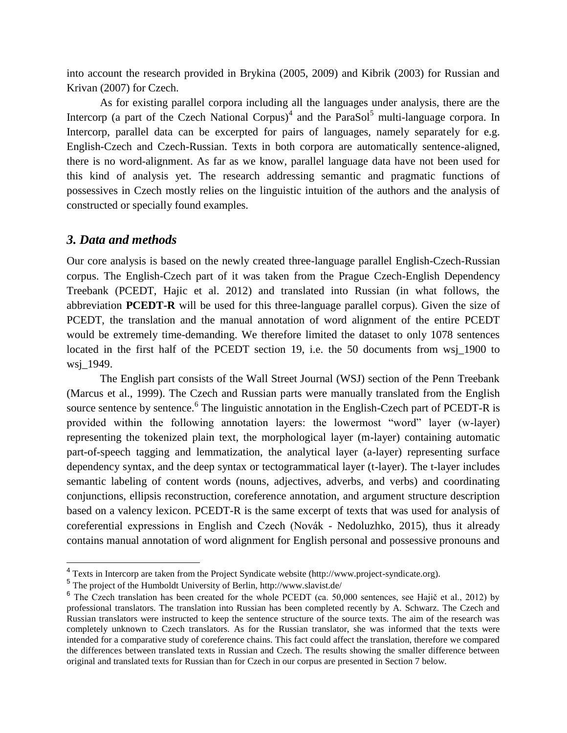into account the research provided in Brykina (2005, 2009) and Kibrik (2003) for Russian and Krivan (2007) for Czech.

As for existing parallel corpora including all the languages under analysis, there are the Intercorp (a part of the Czech National Corpus)[4] and the ParaSol[5] multi-language corpora. In Intercorp, parallel data can be excerpted for pairs of languages, namely separately for e.g. English-Czech and Czech-Russian. Texts in both corpora are automatically sentence-aligned, there is no word-alignment. As far as we know, parallel language data have not been used for this kind of analysis yet. The research addressing semantic and pragmatic functions of possessives in Czech mostly relies on the linguistic intuition of the authors and the analysis of constructed or specially found examples.

## *3. Data and methods*

Our core analysis is based on the newly created three-language parallel English-Czech-Russian corpus. The English-Czech part of it was taken from the Prague Czech-English Dependency Treebank (PCEDT, Hajic et al. 2012) and translated into Russian (in what follows, the abbreviation **PCEDT-R** will be used for this three-language parallel corpus). Given the size of PCEDT, the translation and the manual annotation of word alignment of the entire PCEDT would be extremely time-demanding. We therefore limited the dataset to only 1078 sentences located in the first half of the PCEDT section 19, i.e. the 50 documents from wsj_1900 to wsj_1949.

The English part consists of the Wall Street Journal (WSJ) section of the Penn Treebank (Marcus et al., 1999). The Czech and Russian parts were manually translated from the English source sentence by sentence.[6] The linguistic annotation in the English-Czech part of PCEDT-R is provided within the following annotation layers: the lowermost "word" layer (w-layer) representing the tokenized plain text, the morphological layer (m-layer) containing automatic part-of-speech tagging and lemmatization, the analytical layer (a-layer) representing surface dependency syntax, and the deep syntax or tectogrammatical layer (t-layer). The t-layer includes semantic labeling of content words (nouns, adjectives, adverbs, and verbs) and coordinating conjunctions, ellipsis reconstruction, coreference annotation, and argument structure description based on a valency lexicon. PCEDT-R is the same excerpt of texts that was used for analysis of coreferential expressions in English and Czech (Novák - Nedoluzhko, 2015), thus it already contains manual annotation of word alignment for English personal and possessive pronouns and

---

[4] Texts in Intercorp are taken from the Project Syndicate website (http://www.project-syndicate.org).

[5] The project of the Humboldt University of Berlin, http://www.slavist.de/

[6] The Czech translation has been created for the whole PCEDT (ca. 50,000 sentences, see Hajič et al., 2012) by professional translators. The translation into Russian has been completed recently by A. Schwarz. The Czech and Russian translators were instructed to keep the sentence structure of the source texts. The aim of the research was completely unknown to Czech translators. As for the Russian translator, she was informed that the texts were intended for a comparative study of coreference chains. This fact could affect the translation, therefore we compared the differences between translated texts in Russian and Czech. The results showing the smaller difference between original and translated texts for Russian than for Czech in our corpus are presented in Section 7 below.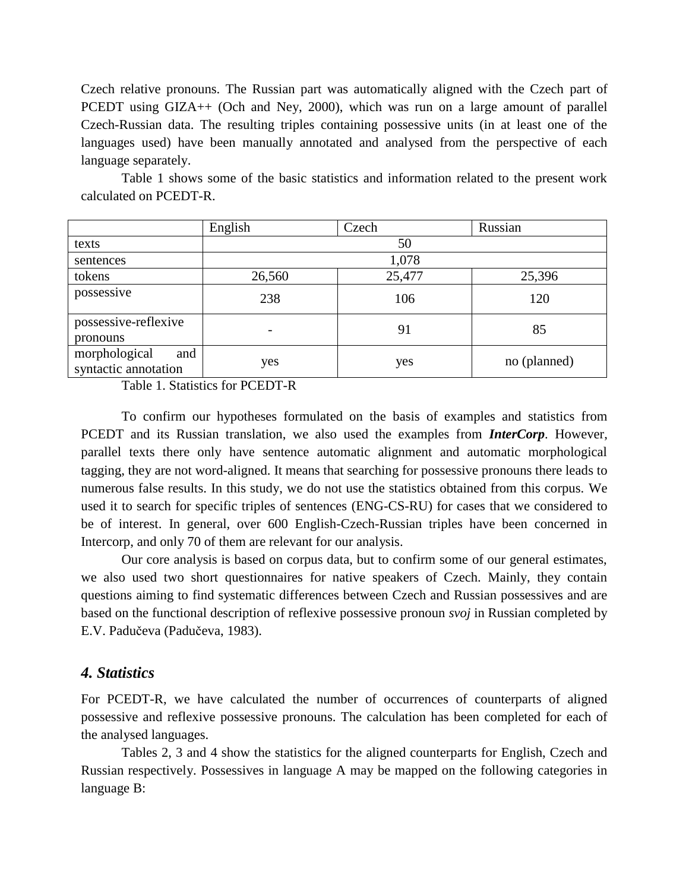Czech relative pronouns. The Russian part was automatically aligned with the Czech part of PCEDT using GIZA++ (Och and Ney, 2000), which was run on a large amount of parallel Czech-Russian data. The resulting triples containing possessive units (in at least one of the languages used) have been manually annotated and analysed from the perspective of each language separately.

Table 1 shows some of the basic statistics and information related to the present work calculated on PCEDT-R.

| | English | Czech | Russian |
|---|---|---|---|
| texts | 50 | | |
| sentences | 1,078 | | |
| tokens | 26,560 | 25,477 | 25,396 |
| possessive | 238 | 106 | 120 |
| possessive-reflexive pronouns | - | 91 | 85 |
| morphological and syntactic annotation | yes | yes | no (planned) |

Table 1. Statistics for PCEDT-R

To confirm our hypotheses formulated on the basis of examples and statistics from PCEDT and its Russian translation, we also used the examples from ***InterCorp***. However, parallel texts there only have sentence automatic alignment and automatic morphological tagging, they are not word-aligned. It means that searching for possessive pronouns there leads to numerous false results. In this study, we do not use the statistics obtained from this corpus. We used it to search for specific triples of sentences (ENG-CS-RU) for cases that we considered to be of interest. In general, over 600 English-Czech-Russian triples have been concerned in Intercorp, and only 70 of them are relevant for our analysis.

Our core analysis is based on corpus data, but to confirm some of our general estimates, we also used two short questionnaires for native speakers of Czech. Mainly, they contain questions aiming to find systematic differences between Czech and Russian possessives and are based on the functional description of reflexive possessive pronoun *svoj* in Russian completed by E.V. Padučeva (Padučeva, 1983).

## *4. Statistics*

For PCEDT-R, we have calculated the number of occurrences of counterparts of aligned possessive and reflexive possessive pronouns. The calculation has been completed for each of the analysed languages.

Tables 2, 3 and 4 show the statistics for the aligned counterparts for English, Czech and Russian respectively. Possessives in language A may be mapped on the following categories in language B: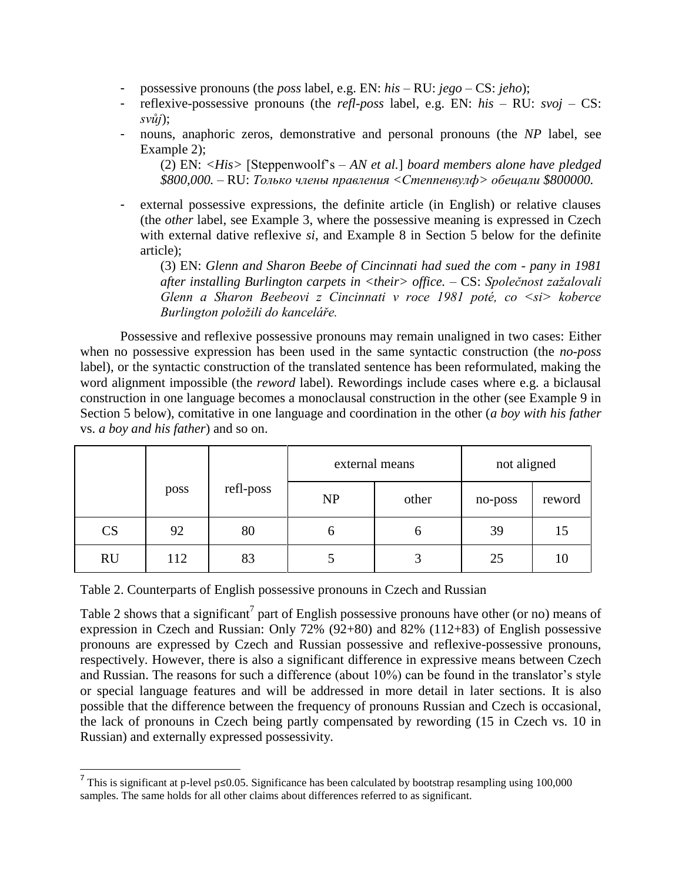- possessive pronouns (the *poss* label, e.g. EN: *his* – RU: *jego* – CS: *jeho*);
- reflexive-possessive pronouns (the *refl-poss* label, e.g. EN: *his* – RU: *svoj* – CS: *svůj*);
- nouns, anaphoric zeros, demonstrative and personal pronouns (the *NP* label, see Example 2);

  (2) EN: <*His*> [Steppenwoolf's – *AN et al.*] *board members alone have pledged $800,000.* – RU: *Только члены правления <Степпенвулф> обещали $800000.*

- external possessive expressions, the definite article (in English) or relative clauses (the *other* label, see Example 3, where the possessive meaning is expressed in Czech with external dative reflexive *si*, and Example 8 in Section 5 below for the definite article);

  (3) EN: *Glenn and Sharon Beebe of Cincinnati had sued the com - pany in 1981 after installing Burlington carpets in <their> office.* – CS: *Společnost zažalovali Glenn a Sharon Beebeovi z Cincinnati v roce 1981 poté, co <si> koberce Burlington položili do kanceláře.*

Possessive and reflexive possessive pronouns may remain unaligned in two cases: Either when no possessive expression has been used in the same syntactic construction (the *no-poss* label), or the syntactic construction of the translated sentence has been reformulated, making the word alignment impossible (the *reword* label). Rewordings include cases where e.g. a biclausal construction in one language becomes a monoclausal construction in the other (see Example 9 in Section 5 below), comitative in one language and coordination in the other (*a boy with his father* vs. *a boy and his father*) and so on.

| | poss | refl-poss | external means | | not aligned | |
|---|---|---|---|---|---|---|
| | | | NP | other | no-poss | reword |
| CS | 92 | 80 | 6 | 6 | 39 | 15 |
| RU | 112 | 83 | 5 | 3 | 25 | 10 |

Table 2. Counterparts of English possessive pronouns in Czech and Russian

Table 2 shows that a significant[7] part of English possessive pronouns have other (or no) means of expression in Czech and Russian: Only 72% (92+80) and 82% (112+83) of English possessive pronouns are expressed by Czech and Russian possessive and reflexive-possessive pronouns, respectively. However, there is also a significant difference in expressive means between Czech and Russian. The reasons for such a difference (about 10%) can be found in the translator's style or special language features and will be addressed in more detail in later sections. It is also possible that the difference between the frequency of pronouns Russian and Czech is occasional, the lack of pronouns in Czech being partly compensated by rewording (15 in Czech vs. 10 in Russian) and externally expressed possessivity.

[7] This is significant at p-level $p \leq 0.05$. Significance has been calculated by bootstrap resampling using 100,000 samples. The same holds for all other claims about differences referred to as significant.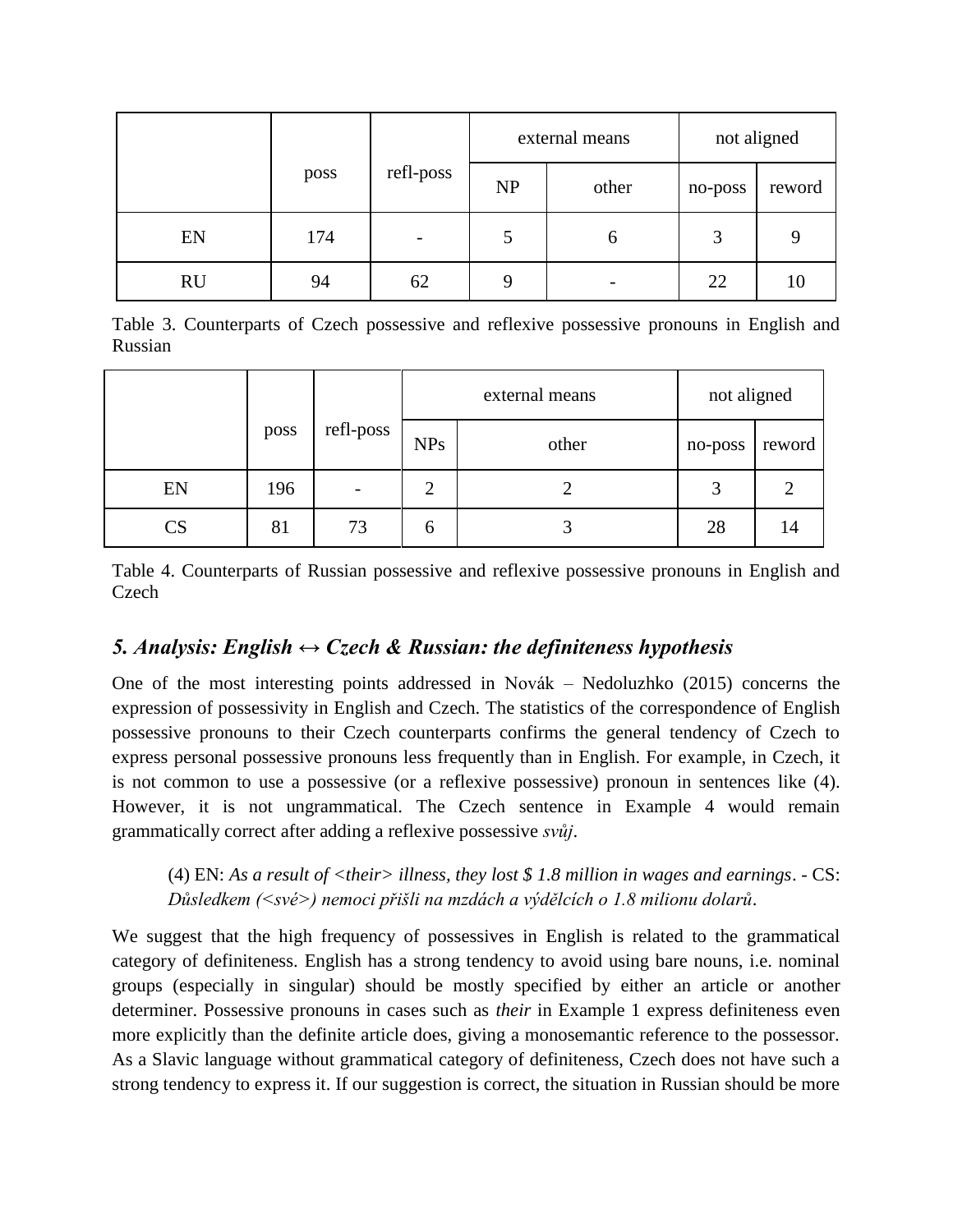| | poss | refl-poss | external means | | not aligned | |
|---|---|---|---|---|---|---|
| | | | NP | other | no-poss | reword |
| EN | 174 | - | 5 | 6 | 3 | 9 |
| RU | 94 | 62 | 9 | - | 22 | 10 |

Table 3. Counterparts of Czech possessive and reflexive possessive pronouns in English and Russian

| | poss | refl-poss | external means | | not aligned | |
|---|---|---|---|---|---|---|
| | | | NPs | other | no-poss | reword |
| EN | 196 | - | 2 | 2 | 3 | 2 |
| CS | 81 | 73 | 6 | 3 | 28 | 14 |

Table 4. Counterparts of Russian possessive and reflexive possessive pronouns in English and Czech

## *5. Analysis: English ↔ Czech & Russian: the definiteness hypothesis*

One of the most interesting points addressed in Novák – Nedoluzhko (2015) concerns the expression of possessivity in English and Czech. The statistics of the correspondence of English possessive pronouns to their Czech counterparts confirms the general tendency of Czech to express personal possessive pronouns less frequently than in English. For example, in Czech, it is not common to use a possessive (or a reflexive possessive) pronoun in sentences like (4). However, it is not ungrammatical. The Czech sentence in Example 4 would remain grammatically correct after adding a reflexive possessive *svůj*.

> (4) EN: *As a result of <their> illness, they lost $ 1.8 million in wages and earnings*. - CS: *Důsledkem (<své>) nemoci přišli na mzdách a výdělcích o 1.8 milionu dolarů*.

We suggest that the high frequency of possessives in English is related to the grammatical category of definiteness. English has a strong tendency to avoid using bare nouns, i.e. nominal groups (especially in singular) should be mostly specified by either an article or another determiner. Possessive pronouns in cases such as *their* in Example 1 express definiteness even more explicitly than the definite article does, giving a monosemantic reference to the possessor. As a Slavic language without grammatical category of definiteness, Czech does not have such a strong tendency to express it. If our suggestion is correct, the situation in Russian should be more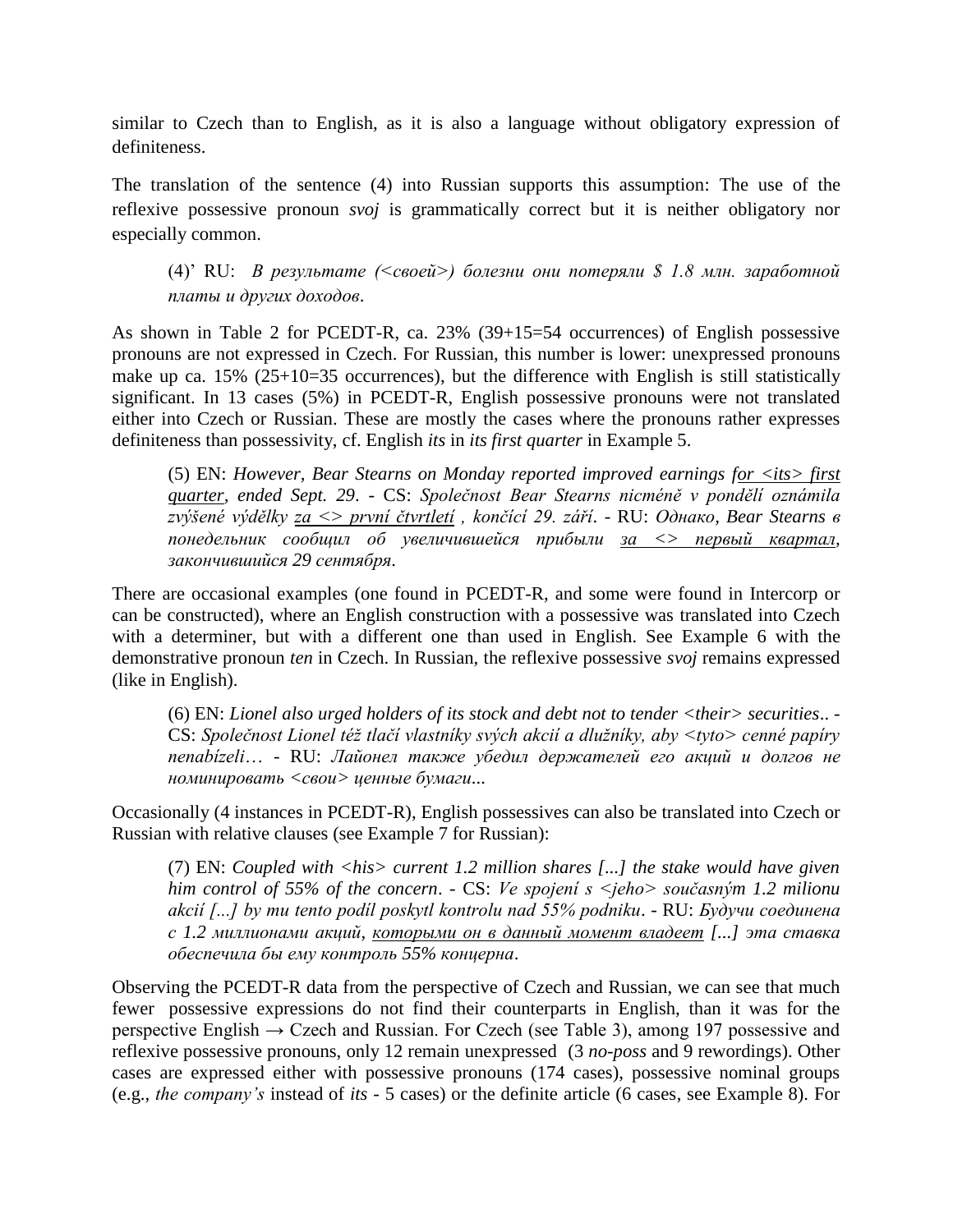similar to Czech than to English, as it is also a language without obligatory expression of definiteness.

The translation of the sentence (4) into Russian supports this assumption: The use of the reflexive possessive pronoun *svoj* is grammatically correct but it is neither obligatory nor especially common.

> (4)' RU: *В результате (<своей>) болезни они потеряли $ 1.8 млн. заработной платы и других доходов.*

As shown in Table 2 for PCEDT-R, ca. 23% (39+15=54 occurrences) of English possessive pronouns are not expressed in Czech. For Russian, this number is lower: unexpressed pronouns make up ca. 15% (25+10=35 occurrences), but the difference with English is still statistically significant. In 13 cases (5%) in PCEDT-R, English possessive pronouns were not translated either into Czech or Russian. These are mostly the cases where the pronouns rather expresses definiteness than possessivity, cf. English *its* in *its first quarter* in Example 5.

> (5) EN: *However, Bear Stearns on Monday reported improved earnings <u>for <its> first quarter</u>, ended Sept. 29.* - CS: *Společnost Bear Stearns nicméně v pondělí oznámila zvýšené výdělky <u>za <> první čtvrtletí</u> , končící 29. září.* - RU: *Однако, Bear Stearns в понедельник сообщил об увеличившейся прибыли <u>за <> первый квартал</u>, закончившийся 29 сентября.*

There are occasional examples (one found in PCEDT-R, and some were found in Intercorp or can be constructed), where an English construction with a possessive was translated into Czech with a determiner, but with a different one than used in English. See Example 6 with the demonstrative pronoun *ten* in Czech. In Russian, the reflexive possessive *svoj* remains expressed (like in English).

> (6) EN: *Lionel also urged holders of its stock and debt not to tender <their> securities..* - CS: *Společnost Lionel též tlačí vlastníky svých akcií a dlužníky, aby <tyto> cenné papíry nenabízeli…* - RU: *Лайонел также убедил держателей его акций и долгов не номинировать <свои> ценные бумаги...*

Occasionally (4 instances in PCEDT-R), English possessives can also be translated into Czech or Russian with relative clauses (see Example 7 for Russian):

> (7) EN: *Coupled with <his> current 1.2 million shares [...] the stake would have given him control of 55% of the concern.* - CS: *Ve spojení s <jeho> současným 1.2 milionu akcií [...] by mu tento podíl poskytl kontrolu nad 55% podniku.* - RU: *Будучи соединена с 1.2 миллионами акций, <u>которыми он в данный момент владеет</u> [...] эта ставка обеспечила бы ему контроль 55% концерна.*

Observing the PCEDT-R data from the perspective of Czech and Russian, we can see that much fewer possessive expressions do not find their counterparts in English, than it was for the perspective English → Czech and Russian. For Czech (see Table 3), among 197 possessive and reflexive possessive pronouns, only 12 remain unexpressed (3 *no-poss* and 9 rewordings). Other cases are expressed either with possessive pronouns (174 cases), possessive nominal groups (e.g., *the company's* instead of *its* - 5 cases) or the definite article (6 cases, see Example 8). For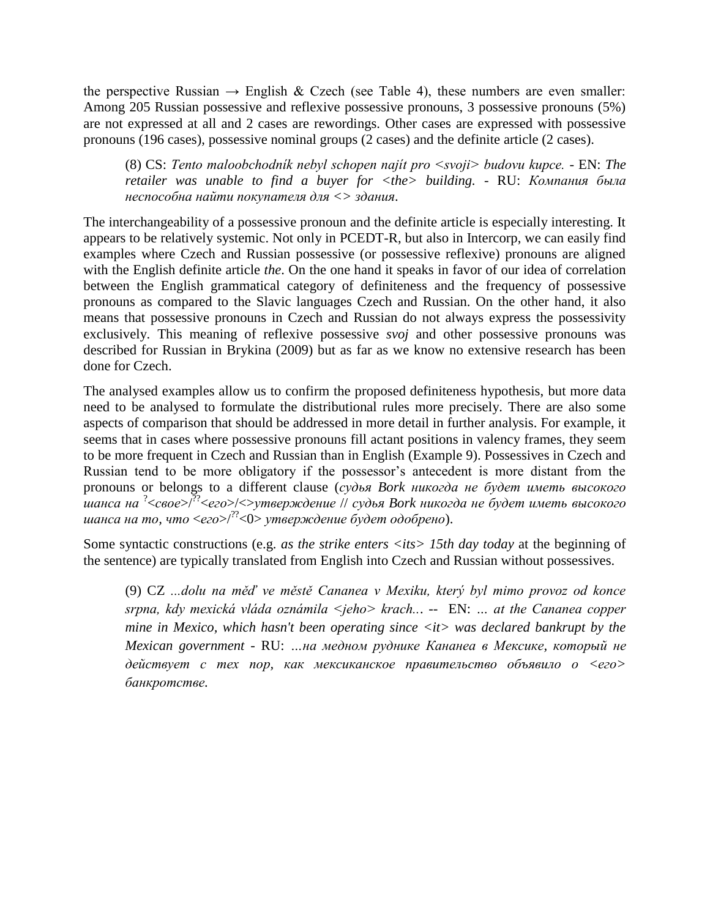the perspective Russian → English & Czech (see Table 4), these numbers are even smaller: Among 205 Russian possessive and reflexive possessive pronouns, 3 possessive pronouns (5%) are not expressed at all and 2 cases are rewordings. Other cases are expressed with possessive pronouns (196 cases), possessive nominal groups (2 cases) and the definite article (2 cases).

> (8) CS: *Tento maloobchodník nebyl schopen najít pro <svoji> budovu kupce.* - EN: *The retailer was unable to find a buyer for <the> building.* - RU: *Компания была неспособна найти покупателя для <> здания*.

The interchangeability of a possessive pronoun and the definite article is especially interesting. It appears to be relatively systemic. Not only in PCEDT-R, but also in Intercorp, we can easily find examples where Czech and Russian possessive (or possessive reflexive) pronouns are aligned with the English definite article *the*. On the one hand it speaks in favor of our idea of correlation between the English grammatical category of definiteness and the frequency of possessive pronouns as compared to the Slavic languages Czech and Russian. On the other hand, it also means that possessive pronouns in Czech and Russian do not always express the possessivity exclusively. This meaning of reflexive possessive *svoj* and other possessive pronouns was described for Russian in Brykina (2009) but as far as we know no extensive research has been done for Czech.

The analysed examples allow us to confirm the proposed definiteness hypothesis, but more data need to be analysed to formulate the distributional rules more precisely. There are also some aspects of comparison that should be addressed in more detail in further analysis. For example, it seems that in cases where possessive pronouns fill actant positions in valency frames, they seem to be more frequent in Czech and Russian than in English (Example 9). Possessives in Czech and Russian tend to be more obligatory if the possessor's antecedent is more distant from the pronouns or belongs to a different clause (*судья Bork никогда не будет иметь высокого шанса на* ?<*свое*>/??<*его*>/<>*утверждение* // *судья Bork никогда не будет иметь высокого шанса на то, что* <*его*>/??<0> *утверждение будет одобрено*).

Some syntactic constructions (e.g. *as the strike enters <its> 15th day today* at the beginning of the sentence) are typically translated from English into Czech and Russian without possessives.

> (9) CZ *...dolu na měď ve městě Cananea v Mexiku, který byl mimo provoz od konce srpna, kdy mexická vláda oznámila <jeho> krach...* -- EN: *... at the Cananea copper mine in Mexico, which hasn't been operating since <it> was declared bankrupt by the Mexican government* - RU: *...на медном руднике Кананеа в Мексике, который не действует с тех пор, как мексиканское правительство объявило о <его> банкротстве.*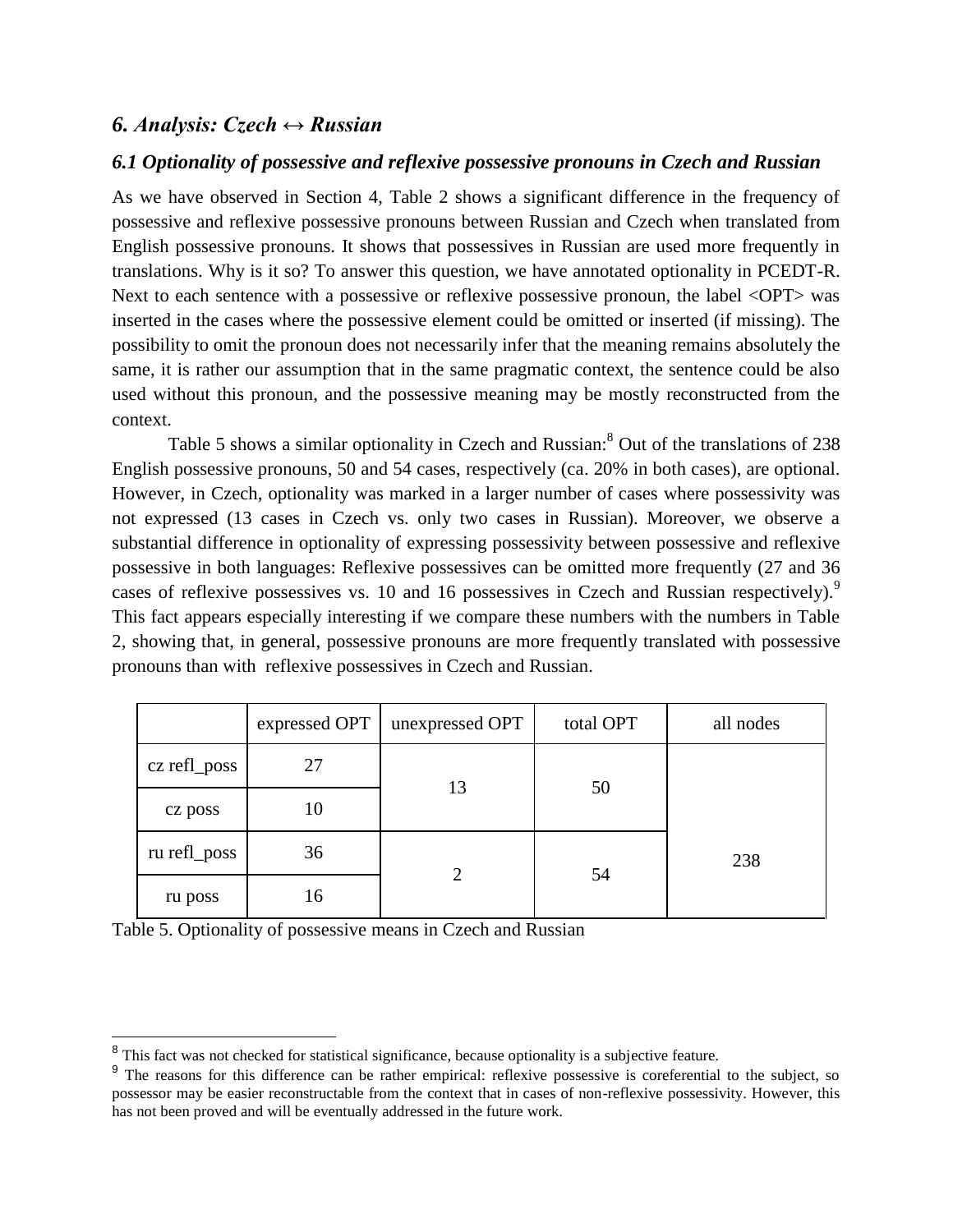## *6. Analysis: Czech ↔ Russian*

### *6.1 Optionality of possessive and reflexive possessive pronouns in Czech and Russian*

As we have observed in Section 4, Table 2 shows a significant difference in the frequency of possessive and reflexive possessive pronouns between Russian and Czech when translated from English possessive pronouns. It shows that possessives in Russian are used more frequently in translations. Why is it so? To answer this question, we have annotated optionality in PCEDT-R. Next to each sentence with a possessive or reflexive possessive pronoun, the label <OPT> was inserted in the cases where the possessive element could be omitted or inserted (if missing). The possibility to omit the pronoun does not necessarily infer that the meaning remains absolutely the same, it is rather our assumption that in the same pragmatic context, the sentence could be also used without this pronoun, and the possessive meaning may be mostly reconstructed from the context.

Table 5 shows a similar optionality in Czech and Russian:[8] Out of the translations of 238 English possessive pronouns, 50 and 54 cases, respectively (ca. 20% in both cases), are optional. However, in Czech, optionality was marked in a larger number of cases where possessivity was not expressed (13 cases in Czech vs. only two cases in Russian). Moreover, we observe a substantial difference in optionality of expressing possessivity between possessive and reflexive possessive in both languages: Reflexive possessives can be omitted more frequently (27 and 36 cases of reflexive possessives vs. 10 and 16 possessives in Czech and Russian respectively).[9] This fact appears especially interesting if we compare these numbers with the numbers in Table 2, showing that, in general, possessive pronouns are more frequently translated with possessive pronouns than with reflexive possessives in Czech and Russian.

| | expressed OPT | unexpressed OPT | total OPT | all nodes |
|---|---|---|---|---|
| cz refl_poss | 27 | 13 | 50 | 238 |
| cz poss | 10 | | | |
| ru refl_poss | 36 | 2 | 54 | |
| ru poss | 16 | | | |

Table 5. Optionality of possessive means in Czech and Russian

[8] This fact was not checked for statistical significance, because optionality is a subjective feature.

[9] The reasons for this difference can be rather empirical: reflexive possessive is coreferential to the subject, so possessor may be easier reconstructable from the context that in cases of non-reflexive possessivity. However, this has not been proved and will be eventually addressed in the future work.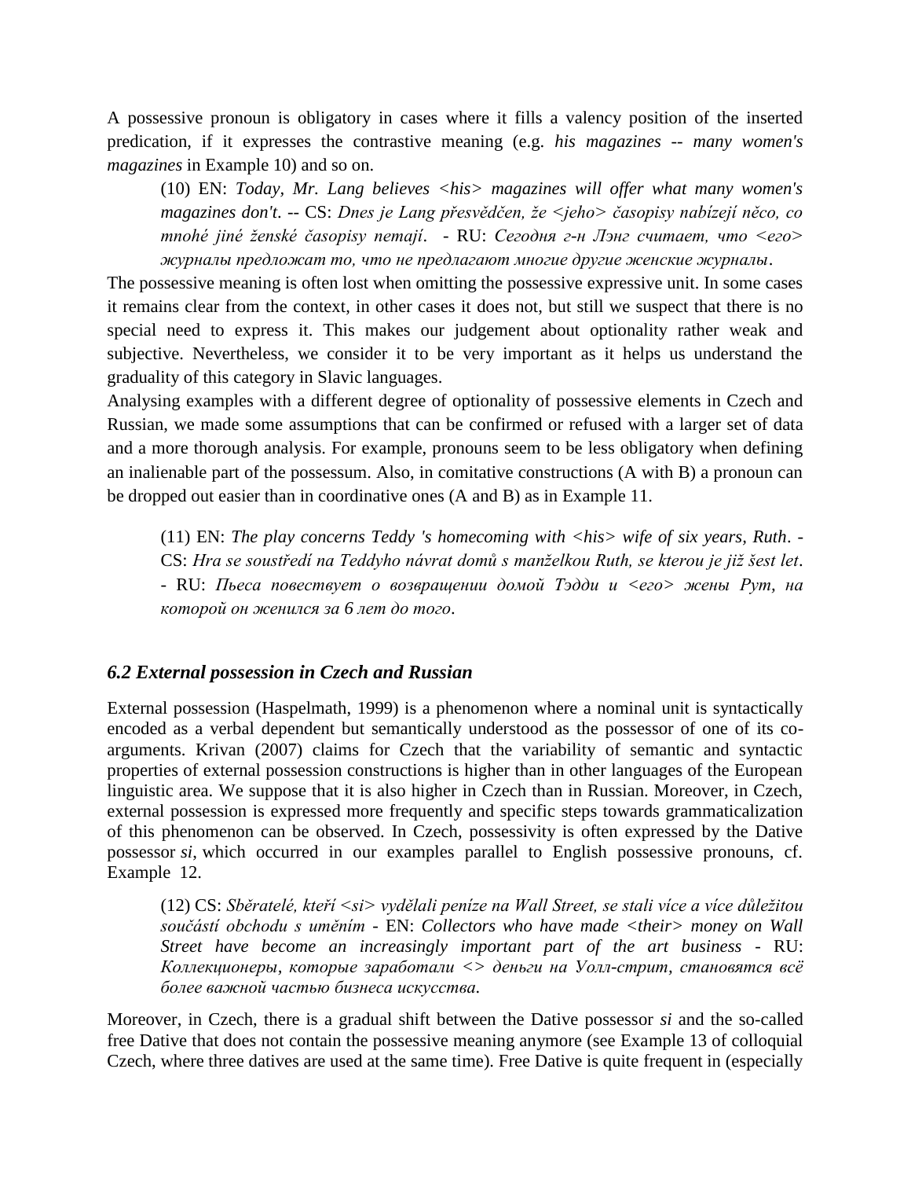A possessive pronoun is obligatory in cases where it fills a valency position of the inserted predication, if it expresses the contrastive meaning (e.g. *his magazines -- many women's magazines* in Example 10) and so on.

> (10) EN: *Today, Mr. Lang believes <his> magazines will offer what many women's magazines don't.* -- CS: *Dnes je Lang přesvědčen, že <jeho> časopisy nabízejí něco, co mnohé jiné ženské časopisy nemají.* - RU: *Сегодня г-н Лэнг считает, что <его> журналы предложат то, что не предлагают многие другие женские журналы.*

The possessive meaning is often lost when omitting the possessive expressive unit. In some cases it remains clear from the context, in other cases it does not, but still we suspect that there is no special need to express it. This makes our judgement about optionality rather weak and subjective. Nevertheless, we consider it to be very important as it helps us understand the graduality of this category in Slavic languages.

Analysing examples with a different degree of optionality of possessive elements in Czech and Russian, we made some assumptions that can be confirmed or refused with a larger set of data and a more thorough analysis. For example, pronouns seem to be less obligatory when defining an inalienable part of the possessum. Also, in comitative constructions (A with B) a pronoun can be dropped out easier than in coordinative ones (A and B) as in Example 11.

> (11) EN: *The play concerns Teddy 's homecoming with <his> wife of six years, Ruth.* - CS: *Hra se soustředí na Teddyho návrat domů s manželkou Ruth, se kterou je již šest let.* - RU: *Пьеса повествует о возвращении домой Тэдди и <его> жены Рут, на которой он женился за 6 лет до того.*

### *6.2 External possession in Czech and Russian*

External possession (Haspelmath, 1999) is a phenomenon where a nominal unit is syntactically encoded as a verbal dependent but semantically understood as the possessor of one of its co-arguments. Krivan (2007) claims for Czech that the variability of semantic and syntactic properties of external possession constructions is higher than in other languages of the European linguistic area. We suppose that it is also higher in Czech than in Russian. Moreover, in Czech, external possession is expressed more frequently and specific steps towards grammaticalization of this phenomenon can be observed. In Czech, possessivity is often expressed by the Dative possessor ***si***, which occurred in our examples parallel to English possessive pronouns, cf. Example 12.

> (12) CS: *Sběratelé, kteří <si> vydělali peníze na Wall Street, se stali více a více důležitou součástí obchodu s uměním* - EN: *Collectors who have made <their> money on Wall Street have become an increasingly important part of the art business* - RU: *Коллекционеры, которые заработали <> деньги на Уолл-стрит, становятся всё более важной частью бизнеса искусства.*

Moreover, in Czech, there is a gradual shift between the Dative possessor ***si*** and the so-called free Dative that does not contain the possessive meaning anymore (see Example 13 of colloquial Czech, where three datives are used at the same time). Free Dative is quite frequent in (especially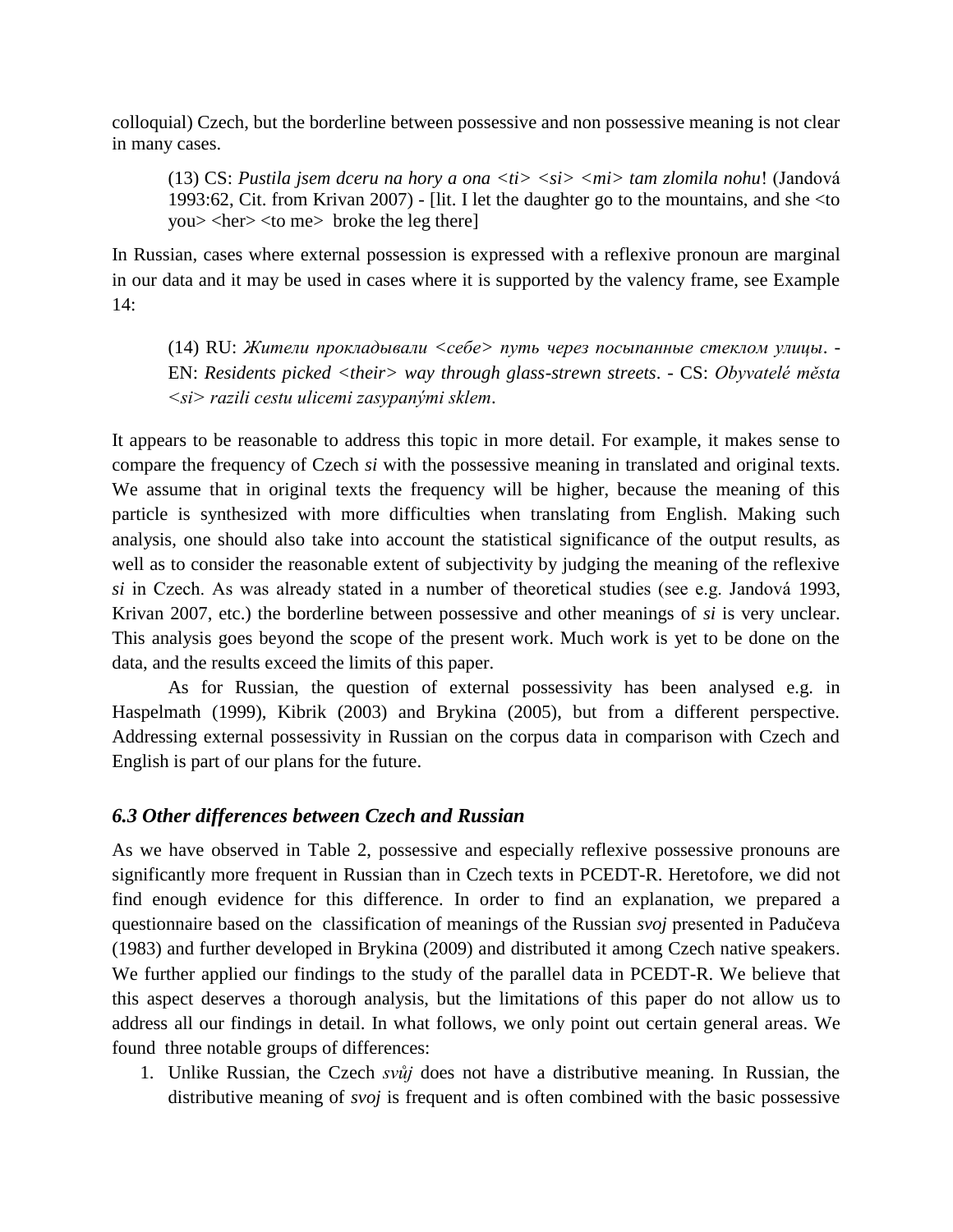colloquial) Czech, but the borderline between possessive and non possessive meaning is not clear in many cases.

> (13) CS: *Pustila jsem dceru na hory a ona <ti> <si> <mi> tam zlomila nohu*! (Jandová 1993:62, Cit. from Krivan 2007) - [lit. I let the daughter go to the mountains, and she <to you> <her> <to me> broke the leg there]

In Russian, cases where external possession is expressed with a reflexive pronoun are marginal in our data and it may be used in cases where it is supported by the valency frame, see Example 14:

> (14) RU: *Жители прокладывали <себе> путь через посыпанные стеклом улицы*. - EN: *Residents picked <their> way through glass-strewn streets*. - CS: *Obyvatelé města <si> razili cestu ulicemi zasypanými sklem*.

It appears to be reasonable to address this topic in more detail. For example, it makes sense to compare the frequency of Czech *si* with the possessive meaning in translated and original texts. We assume that in original texts the frequency will be higher, because the meaning of this particle is synthesized with more difficulties when translating from English. Making such analysis, one should also take into account the statistical significance of the output results, as well as to consider the reasonable extent of subjectivity by judging the meaning of the reflexive *si* in Czech. As was already stated in a number of theoretical studies (see e.g. Jandová 1993, Krivan 2007, etc.) the borderline between possessive and other meanings of *si* is very unclear. This analysis goes beyond the scope of the present work. Much work is yet to be done on the data, and the results exceed the limits of this paper.

As for Russian, the question of external possessivity has been analysed e.g. in Haspelmath (1999), Kibrik (2003) and Brykina (2005), but from a different perspective. Addressing external possessivity in Russian on the corpus data in comparison with Czech and English is part of our plans for the future.

### *6.3 Other differences between Czech and Russian*

As we have observed in Table 2, possessive and especially reflexive possessive pronouns are significantly more frequent in Russian than in Czech texts in PCEDT-R. Heretofore, we did not find enough evidence for this difference. In order to find an explanation, we prepared a questionnaire based on the classification of meanings of the Russian *svoj* presented in Padučeva (1983) and further developed in Brykina (2009) and distributed it among Czech native speakers. We further applied our findings to the study of the parallel data in PCEDT-R. We believe that this aspect deserves a thorough analysis, but the limitations of this paper do not allow us to address all our findings in detail. In what follows, we only point out certain general areas. We found three notable groups of differences:

1. Unlike Russian, the Czech *svůj* does not have a distributive meaning. In Russian, the distributive meaning of *svoj* is frequent and is often combined with the basic possessive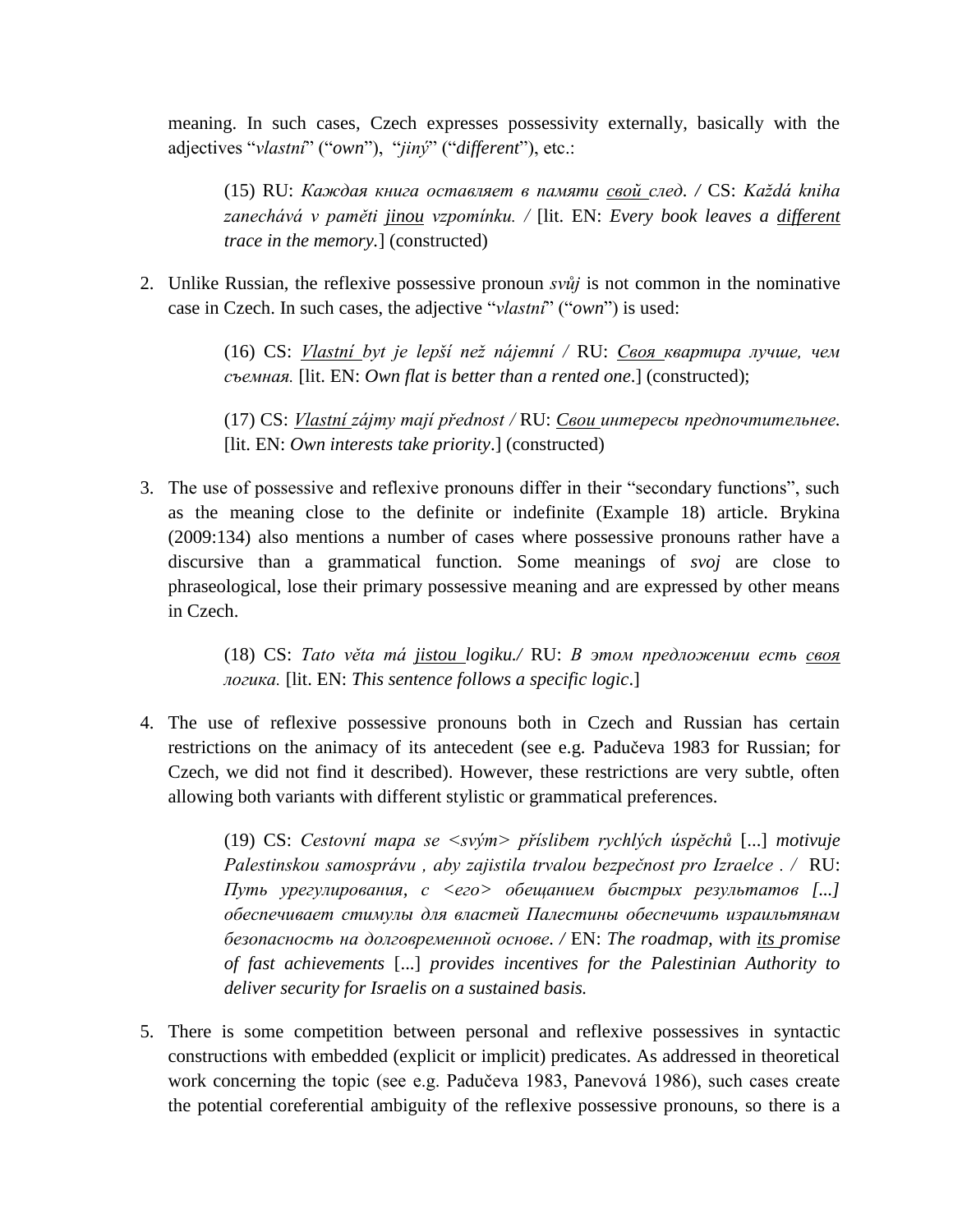meaning. In such cases, Czech expresses possessivity externally, basically with the adjectives "*vlastní*" ("*own*"), "*jiný*" ("*different*"), etc.:

> (15) RU: *Каждая книга оставляет в памяти* *<u>свой</u>* *след.* / CS: *Každá kniha zanechává v paměti* *<u>jinou</u>* *vzpomínku.* / [lit. EN: *Every book leaves a* *<u>different</u>* *trace in the memory.*] (constructed)

2. Unlike Russian, the reflexive possessive pronoun *svůj* is not common in the nominative case in Czech. In such cases, the adjective "*vlastní*" ("*own*") is used:

> (16) CS: *<u>Vlastní</u>* *byt je lepší než nájemní* / RU: *<u>Своя</u>* *квартира лучше, чем съемная.* [lit. EN: *Own flat is better than a rented one*.] (constructed);

> (17) CS: *<u>Vlastní</u>* *zájmy mají přednost* / RU: *<u>Свои</u>* *интересы предпочтительнее.* [lit. EN: *Own interests take priority*.] (constructed)

3. The use of possessive and reflexive pronouns differ in their "secondary functions", such as the meaning close to the definite or indefinite (Example 18) article. Brykina (2009:134) also mentions a number of cases where possessive pronouns rather have a discursive than a grammatical function. Some meanings of *svoj* are close to phraseological, lose their primary possessive meaning and are expressed by other means in Czech.

> (18) CS: *Tato věta má* *<u>jistou</u>* *logiku.*/ RU: *В этом предложении есть* *<u>своя</u>* *логика.* [lit. EN: *This sentence follows a specific logic*.]

4. The use of reflexive possessive pronouns both in Czech and Russian has certain restrictions on the animacy of its antecedent (see e.g. Padučeva 1983 for Russian; for Czech, we did not find it described). However, these restrictions are very subtle, often allowing both variants with different stylistic or grammatical preferences.

> (19) CS: *Cestovní mapa se <svým> příslibem rychlých úspěchů* [...] *motivuje Palestinskou samosprávu , aby zajistila trvalou bezpečnost pro Izraelce .* / RU: *Путь урегулирования, с <его> обещанием быстрых результатов [...] обеспечивает стимулы для властей Палестины обеспечить израильтянам безопасность на долговременной основе.* / EN: *The roadmap, with* *<u>its</u>* *promise of fast achievements* [...] *provides incentives for the Palestinian Authority to deliver security for Israelis on a sustained basis.*

5. There is some competition between personal and reflexive possessives in syntactic constructions with embedded (explicit or implicit) predicates. As addressed in theoretical work concerning the topic (see e.g. Padučeva 1983, Panevová 1986), such cases create the potential coreferential ambiguity of the reflexive possessive pronouns, so there is a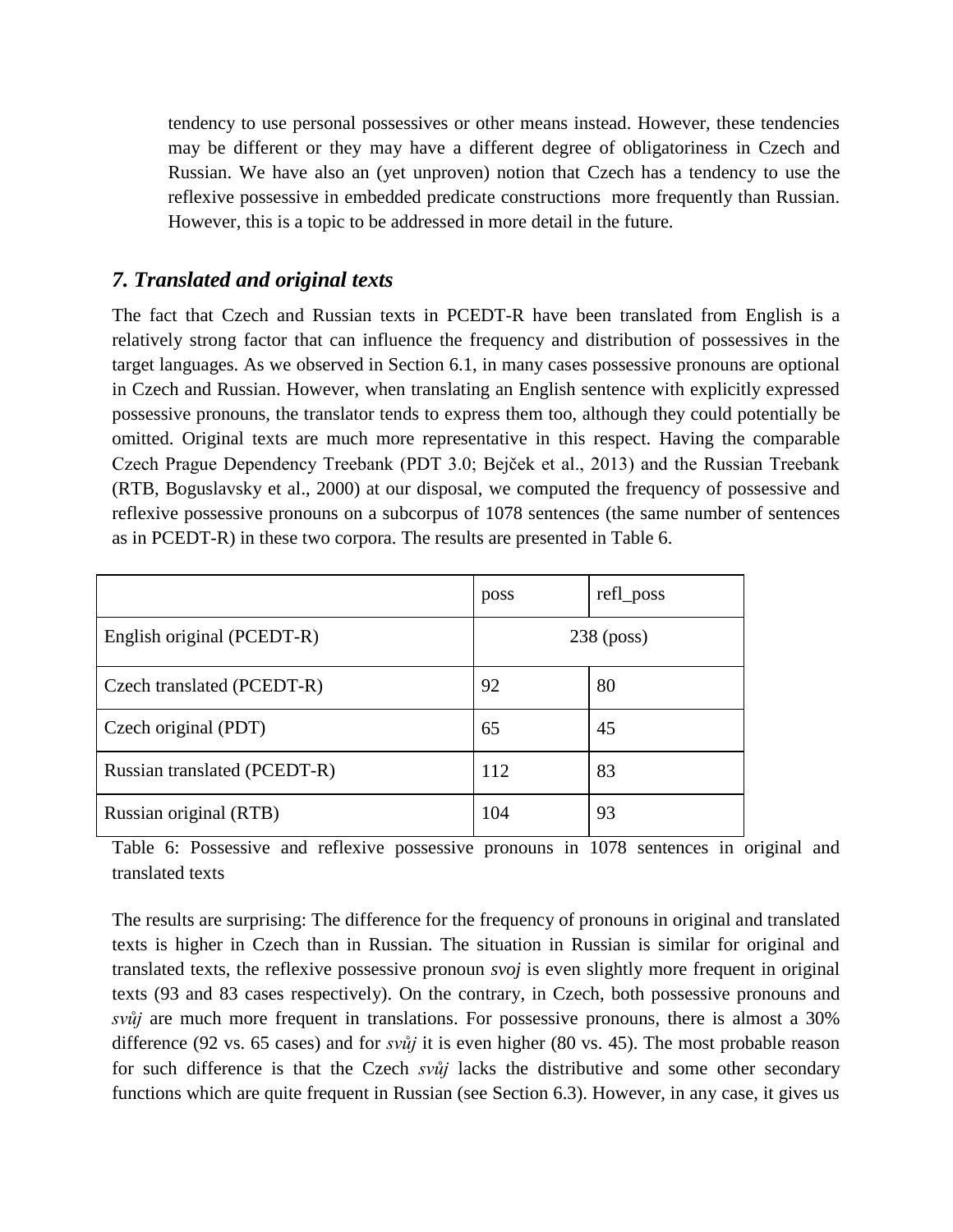tendency to use personal possessives or other means instead. However, these tendencies may be different or they may have a different degree of obligatoriness in Czech and Russian. We have also an (yet unproven) notion that Czech has a tendency to use the reflexive possessive in embedded predicate constructions more frequently than Russian. However, this is a topic to be addressed in more detail in the future.

## *7. Translated and original texts*

The fact that Czech and Russian texts in PCEDT-R have been translated from English is a relatively strong factor that can influence the frequency and distribution of possessives in the target languages. As we observed in Section 6.1, in many cases possessive pronouns are optional in Czech and Russian. However, when translating an English sentence with explicitly expressed possessive pronouns, the translator tends to express them too, although they could potentially be omitted. Original texts are much more representative in this respect. Having the comparable Czech Prague Dependency Treebank (PDT 3.0; Bejček et al., 2013) and the Russian Treebank (RTB, Boguslavsky et al., 2000) at our disposal, we computed the frequency of possessive and reflexive possessive pronouns on a subcorpus of 1078 sentences (the same number of sentences as in PCEDT-R) in these two corpora. The results are presented in Table 6.

| | poss | refl_poss |
|---|---|---|
| English original (PCEDT-R) | 238 (poss) | |
| Czech translated (PCEDT-R) | 92 | 80 |
| Czech original (PDT) | 65 | 45 |
| Russian translated (PCEDT-R) | 112 | 83 |
| Russian original (RTB) | 104 | 93 |

Table 6: Possessive and reflexive possessive pronouns in 1078 sentences in original and translated texts

The results are surprising: The difference for the frequency of pronouns in original and translated texts is higher in Czech than in Russian. The situation in Russian is similar for original and translated texts, the reflexive possessive pronoun *svoj* is even slightly more frequent in original texts (93 and 83 cases respectively). On the contrary, in Czech, both possessive pronouns and *svůj* are much more frequent in translations. For possessive pronouns, there is almost a 30% difference (92 vs. 65 cases) and for *svůj* it is even higher (80 vs. 45). The most probable reason for such difference is that the Czech *svůj* lacks the distributive and some other secondary functions which are quite frequent in Russian (see Section 6.3). However, in any case, it gives us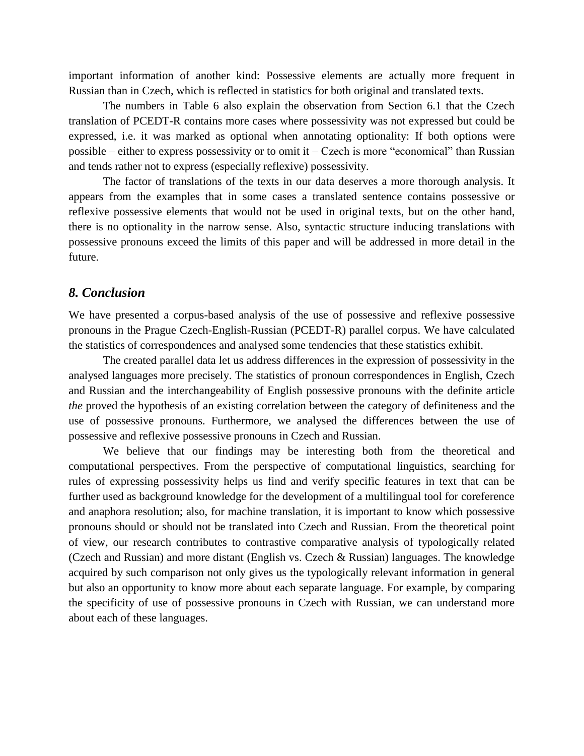important information of another kind: Possessive elements are actually more frequent in Russian than in Czech, which is reflected in statistics for both original and translated texts.

The numbers in Table 6 also explain the observation from Section 6.1 that the Czech translation of PCEDT-R contains more cases where possessivity was not expressed but could be expressed, i.e. it was marked as optional when annotating optionality: If both options were possible – either to express possessivity or to omit it – Czech is more "economical" than Russian and tends rather not to express (especially reflexive) possessivity.

The factor of translations of the texts in our data deserves a more thorough analysis. It appears from the examples that in some cases a translated sentence contains possessive or reflexive possessive elements that would not be used in original texts, but on the other hand, there is no optionality in the narrow sense. Also, syntactic structure inducing translations with possessive pronouns exceed the limits of this paper and will be addressed in more detail in the future.

## *8. Conclusion*

We have presented a corpus-based analysis of the use of possessive and reflexive possessive pronouns in the Prague Czech-English-Russian (PCEDT-R) parallel corpus. We have calculated the statistics of correspondences and analysed some tendencies that these statistics exhibit.

The created parallel data let us address differences in the expression of possessivity in the analysed languages more precisely. The statistics of pronoun correspondences in English, Czech and Russian and the interchangeability of English possessive pronouns with the definite article *the* proved the hypothesis of an existing correlation between the category of definiteness and the use of possessive pronouns. Furthermore, we analysed the differences between the use of possessive and reflexive possessive pronouns in Czech and Russian.

We believe that our findings may be interesting both from the theoretical and computational perspectives. From the perspective of computational linguistics, searching for rules of expressing possessivity helps us find and verify specific features in text that can be further used as background knowledge for the development of a multilingual tool for coreference and anaphora resolution; also, for machine translation, it is important to know which possessive pronouns should or should not be translated into Czech and Russian. From the theoretical point of view, our research contributes to contrastive comparative analysis of typologically related (Czech and Russian) and more distant (English vs. Czech & Russian) languages. The knowledge acquired by such comparison not only gives us the typologically relevant information in general but also an opportunity to know more about each separate language. For example, by comparing the specificity of use of possessive pronouns in Czech with Russian, we can understand more about each of these languages.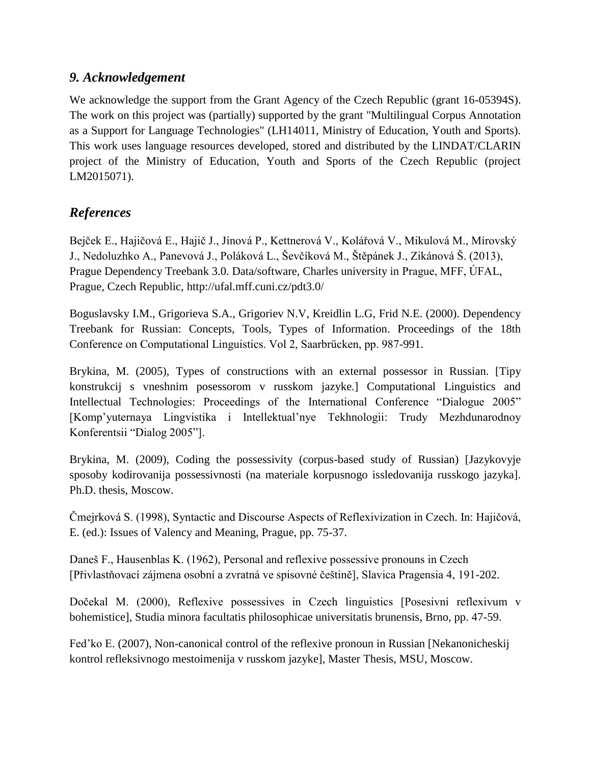## *9. Acknowledgement*

We acknowledge the support from the Grant Agency of the Czech Republic (grant 16-05394S). The work on this project was (partially) supported by the grant "Multilingual Corpus Annotation as a Support for Language Technologies" (LH14011, Ministry of Education, Youth and Sports). This work uses language resources developed, stored and distributed by the LINDAT/CLARIN project of the Ministry of Education, Youth and Sports of the Czech Republic (project LM2015071).

## *References*

Bejček E., Hajičová E., Hajič J., Jínová P., Kettnerová V., Kolářová V., Mikulová M., Mírovský J., Nedoluzhko A., Panevová J., Poláková L., Ševčíková M., Štěpánek J., Zikánová Š. (2013), Prague Dependency Treebank 3.0. Data/software, Charles university in Prague, MFF, ÚFAL, Prague, Czech Republic, http://ufal.mff.cuni.cz/pdt3.0/

Boguslavsky I.M., Grigorieva S.A., Grigoriev N.V, Kreidlin L.G, Frid N.E. (2000). Dependency Treebank for Russian: Concepts, Tools, Types of Information. Proceedings of the 18th Conference on Computational Linguistics. Vol 2, Saarbrücken, pp. 987-991.

Brykina, M. (2005), Types of constructions with an external possessor in Russian. [Tipy konstrukcij s vneshnim posessorom v russkom jazyke.] Computational Linguistics and Intellectual Technologies: Proceedings of the International Conference "Dialogue 2005" [Komp'yuternaya Lingvistika i Intellektual'nye Tekhnologii: Trudy Mezhdunarodnoy Konferentsii "Dialog 2005"].

Brykina, M. (2009), Coding the possessivity (corpus-based study of Russian) [Jazykovyje sposoby kodirovanija possessivnosti (na materiale korpusnogo issledovanija russkogo jazyka]. Ph.D. thesis, Moscow.

Čmejrková S. (1998), Syntactic and Discourse Aspects of Reflexivization in Czech. In: Hajičová, E. (ed.): Issues of Valency and Meaning, Prague, pp. 75-37.

Daneš F., Hausenblas K. (1962), Personal and reflexive possessive pronouns in Czech [Přivlastňovací zájmena osobní a zvratná ve spisovné češtině], Slavica Pragensia 4, 191-202.

Dočekal M. (2000), Reflexive possessives in Czech linguistics [Posesivní reflexivum v bohemistice], Studia minora facultatis philosophicae universitatis brunensis, Brno, pp. 47-59.

Fed'ko E. (2007), Non-canonical control of the reflexive pronoun in Russian [Nekanonicheskij kontrol refleksivnogo mestoimenija v russkom jazyke], Master Thesis, MSU, Moscow.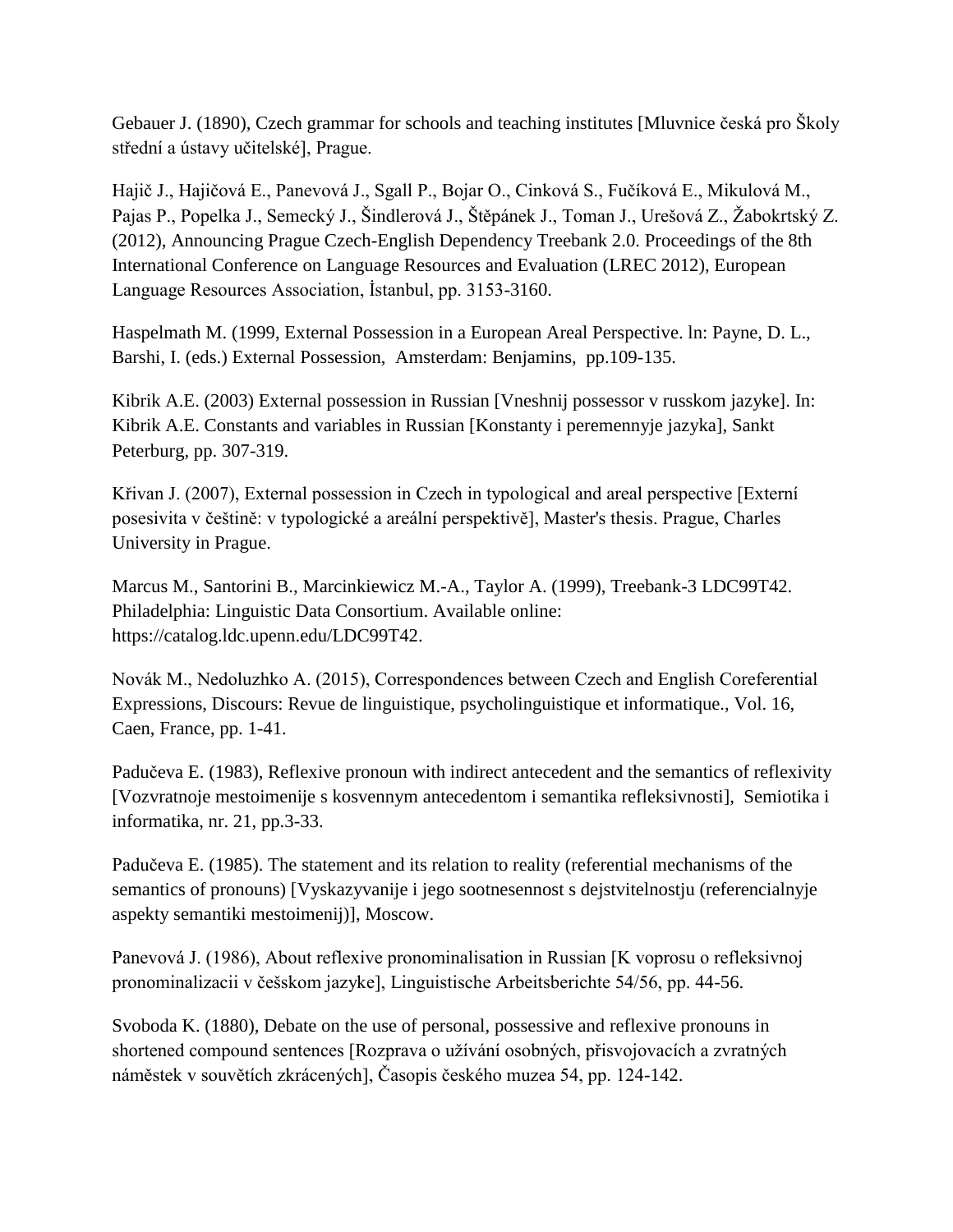Gebauer J. (1890), Czech grammar for schools and teaching institutes [Mluvnice česká pro Školy střední a ústavy učitelské], Prague.

Hajič J., Hajičová E., Panevová J., Sgall P., Bojar O., Cinková S., Fučíková E., Mikulová M., Pajas P., Popelka J., Semecký J., Šindlerová J., Štěpánek J., Toman J., Urešová Z., Žabokrtský Z. (2012), Announcing Prague Czech-English Dependency Treebank 2.0. Proceedings of the 8th International Conference on Language Resources and Evaluation (LREC 2012), European Language Resources Association, İstanbul, pp. 3153-3160.

Haspelmath M. (1999, External Possession in a European Areal Perspective. ln: Payne, D. L., Barshi, I. (eds.) External Possession, Amsterdam: Benjamins, pp.109-135.

Kibrik A.E. (2003) External possession in Russian [Vneshnij possessor v russkom jazyke]. In: Kibrik A.E. Constants and variables in Russian [Konstanty i peremennyje jazyka], Sankt Peterburg, pp. 307-319.

Křivan J. (2007), External possession in Czech in typological and areal perspective [Externí posesivita v češtině: v typologické a areální perspektivě], Master's thesis. Prague, Charles University in Prague.

Marcus M., Santorini B., Marcinkiewicz M.-A., Taylor A. (1999), Treebank-3 LDC99T42. Philadelphia: Linguistic Data Consortium. Available online: https://catalog.ldc.upenn.edu/LDC99T42.

Novák M., Nedoluzhko A. (2015), Correspondences between Czech and English Coreferential Expressions, Discours: Revue de linguistique, psycholinguistique et informatique., Vol. 16, Caen, France, pp. 1-41.

Padučeva E. (1983), Reflexive pronoun with indirect antecedent and the semantics of reflexivity [Vozvratnoje mestoimenije s kosvennym antecedentom i semantika refleksivnosti], Semiotika i informatika, nr. 21, pp.3-33.

Padučeva E. (1985). The statement and its relation to reality (referential mechanisms of the semantics of pronouns) [Vyskazyvanije i jego sootnesennost s dejstvitelnostju (referencialnyje aspekty semantiki mestoimenij)], Moscow.

Panevová J. (1986), About reflexive pronominalisation in Russian [K voprosu o refleksivnoj pronominalizacii v češskom jazyke], Linguistische Arbeitsberichte 54/56, pp. 44-56.

Svoboda K. (1880), Debate on the use of personal, possessive and reflexive pronouns in shortened compound sentences [Rozprava o užívání osobných, přisvojovacích a zvratných náměstek v souvětích zkrácených], Časopis českého muzea 54, pp. 124-142.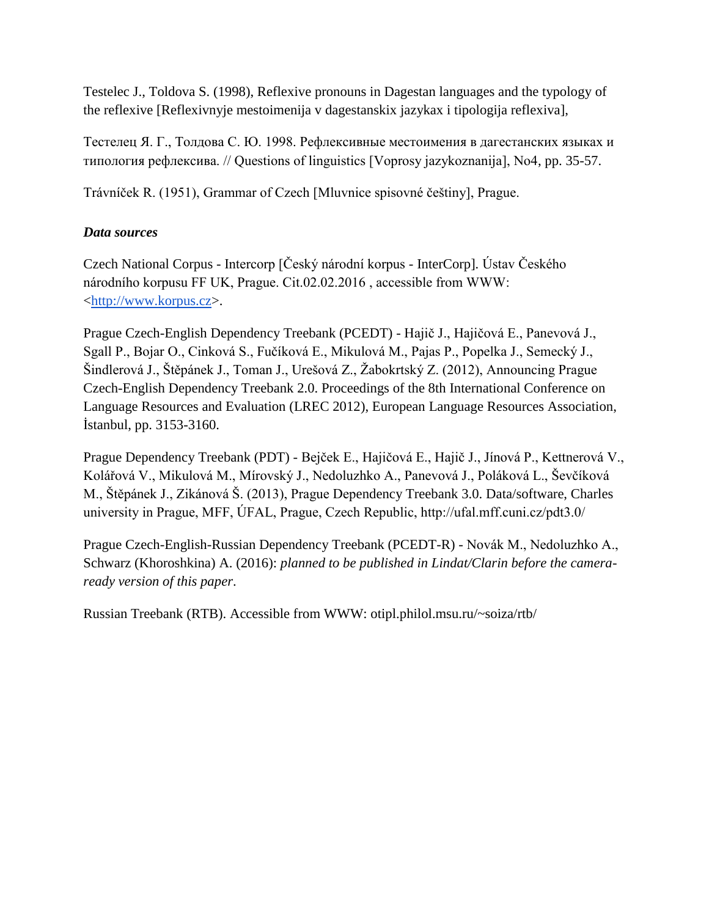Testelec J., Toldova S. (1998), Reflexive pronouns in Dagestan languages and the typology of the reflexive [Reflexivnyje mestoimenija v dagestanskix jazykax i tipologija reflexiva],

Тестелец Я. Г., Толдова С. Ю. 1998. Рефлексивные местоимения в дагестанских языках и типология рефлексива. // Questions of linguistics [Voprosy jazykoznanija], No4, pp. 35-57.

Trávníček R. (1951), Grammar of Czech [Mluvnice spisovné češtiny], Prague.

### *Data sources*

Czech National Corpus - Intercorp [Český národní korpus - InterCorp]. Ústav Českého národního korpusu FF UK, Prague. Cit.02.02.2016 , accessible from WWW: <http://www.korpus.cz>.

Prague Czech-English Dependency Treebank (PCEDT) - Hajič J., Hajičová E., Panevová J., Sgall P., Bojar O., Cinková S., Fučíková E., Mikulová M., Pajas P., Popelka J., Semecký J., Šindlerová J., Štěpánek J., Toman J., Urešová Z., Žabokrtský Z. (2012), Announcing Prague Czech-English Dependency Treebank 2.0. Proceedings of the 8th International Conference on Language Resources and Evaluation (LREC 2012), European Language Resources Association, İstanbul, pp. 3153-3160.

Prague Dependency Treebank (PDT) - Bejček E., Hajičová E., Hajič J., Jínová P., Kettnerová V., Kolářová V., Mikulová M., Mírovský J., Nedoluzhko A., Panevová J., Poláková L., Ševčíková M., Štěpánek J., Zikánová Š. (2013), Prague Dependency Treebank 3.0. Data/software, Charles university in Prague, MFF, ÚFAL, Prague, Czech Republic, http://ufal.mff.cuni.cz/pdt3.0/

Prague Czech-English-Russian Dependency Treebank (PCEDT-R) - Novák M., Nedoluzhko A., Schwarz (Khoroshkina) A. (2016): *planned to be published in Lindat/Clarin before the camera-ready version of this paper.*

Russian Treebank (RTB). Accessible from WWW: otipl.philol.msu.ru/~soiza/rtb/